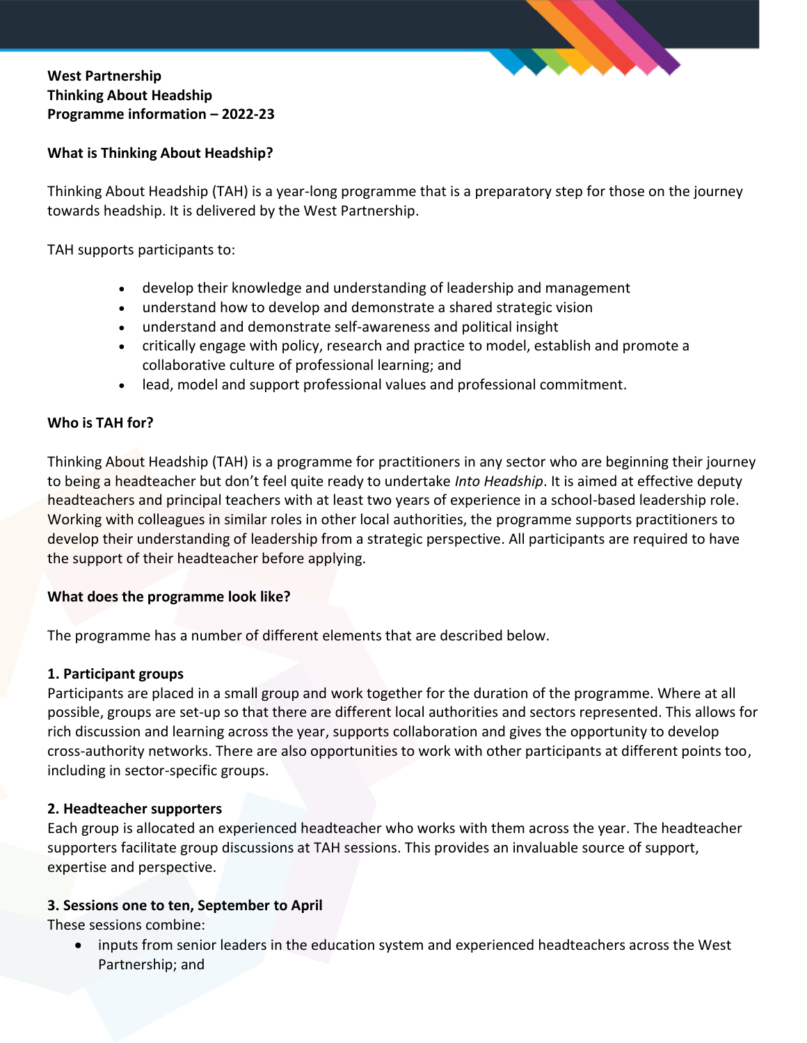**West Partnership**
**Thinking About Headship**
**Programme information – 2022-23**

## What is Thinking About Headship?

Thinking About Headship (TAH) is a year-long programme that is a preparatory step for those on the journey towards headship. It is delivered by the West Partnership.

TAH supports participants to:

- develop their knowledge and understanding of leadership and management
- understand how to develop and demonstrate a shared strategic vision
- understand and demonstrate self-awareness and political insight
- critically engage with policy, research and practice to model, establish and promote a collaborative culture of professional learning; and
- lead, model and support professional values and professional commitment.

## Who is TAH for?

Thinking About Headship (TAH) is a programme for practitioners in any sector who are beginning their journey to being a headteacher but don't feel quite ready to undertake *Into Headship*. It is aimed at effective deputy headteachers and principal teachers with at least two years of experience in a school-based leadership role. Working with colleagues in similar roles in other local authorities, the programme supports practitioners to develop their understanding of leadership from a strategic perspective. All participants are required to have the support of their headteacher before applying.

## What does the programme look like?

The programme has a number of different elements that are described below.

### 1. Participant groups

Participants are placed in a small group and work together for the duration of the programme. Where at all possible, groups are set-up so that there are different local authorities and sectors represented. This allows for rich discussion and learning across the year, supports collaboration and gives the opportunity to develop cross-authority networks. There are also opportunities to work with other participants at different points too, including in sector-specific groups.

### 2. Headteacher supporters

Each group is allocated an experienced headteacher who works with them across the year. The headteacher supporters facilitate group discussions at TAH sessions. This provides an invaluable source of support, expertise and perspective.

### 3. Sessions one to ten, September to April

These sessions combine:

- inputs from senior leaders in the education system and experienced headteachers across the West Partnership; and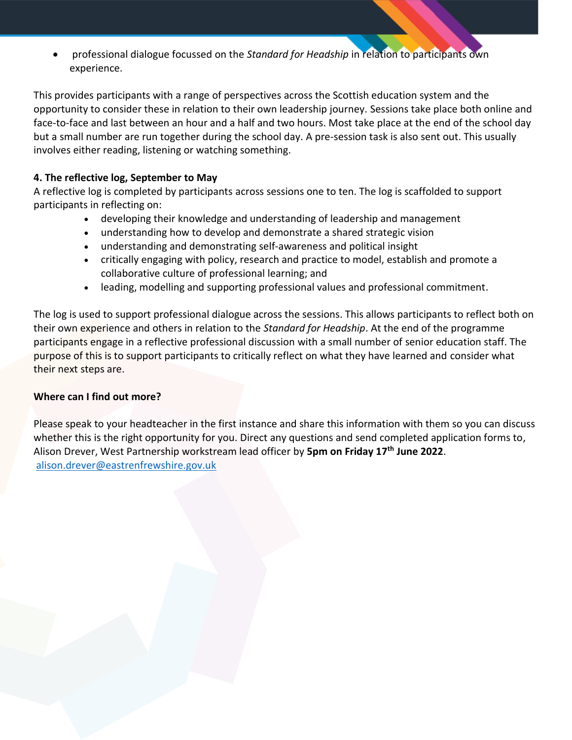- professional dialogue focussed on the *Standard for Headship* in relation to participants own experience.

This provides participants with a range of perspectives across the Scottish education system and the opportunity to consider these in relation to their own leadership journey. Sessions take place both online and face-to-face and last between an hour and a half and two hours. Most take place at the end of the school day but a small number are run together during the school day. A pre-session task is also sent out. This usually involves either reading, listening or watching something.

**4. The reflective log, September to May**

A reflective log is completed by participants across sessions one to ten. The log is scaffolded to support participants in reflecting on:

- developing their knowledge and understanding of leadership and management
- understanding how to develop and demonstrate a shared strategic vision
- understanding and demonstrating self-awareness and political insight
- critically engaging with policy, research and practice to model, establish and promote a collaborative culture of professional learning; and
- leading, modelling and supporting professional values and professional commitment.

The log is used to support professional dialogue across the sessions. This allows participants to reflect both on their own experience and others in relation to the *Standard for Headship*. At the end of the programme participants engage in a reflective professional discussion with a small number of senior education staff. The purpose of this is to support participants to critically reflect on what they have learned and consider what their next steps are.

**Where can I find out more?**

Please speak to your headteacher in the first instance and share this information with them so you can discuss whether this is the right opportunity for you. Direct any questions and send completed application forms to, Alison Drever, West Partnership workstream lead officer by **5pm on Friday 17th June 2022**.
alison.drever@eastrenfrewshire.gov.uk